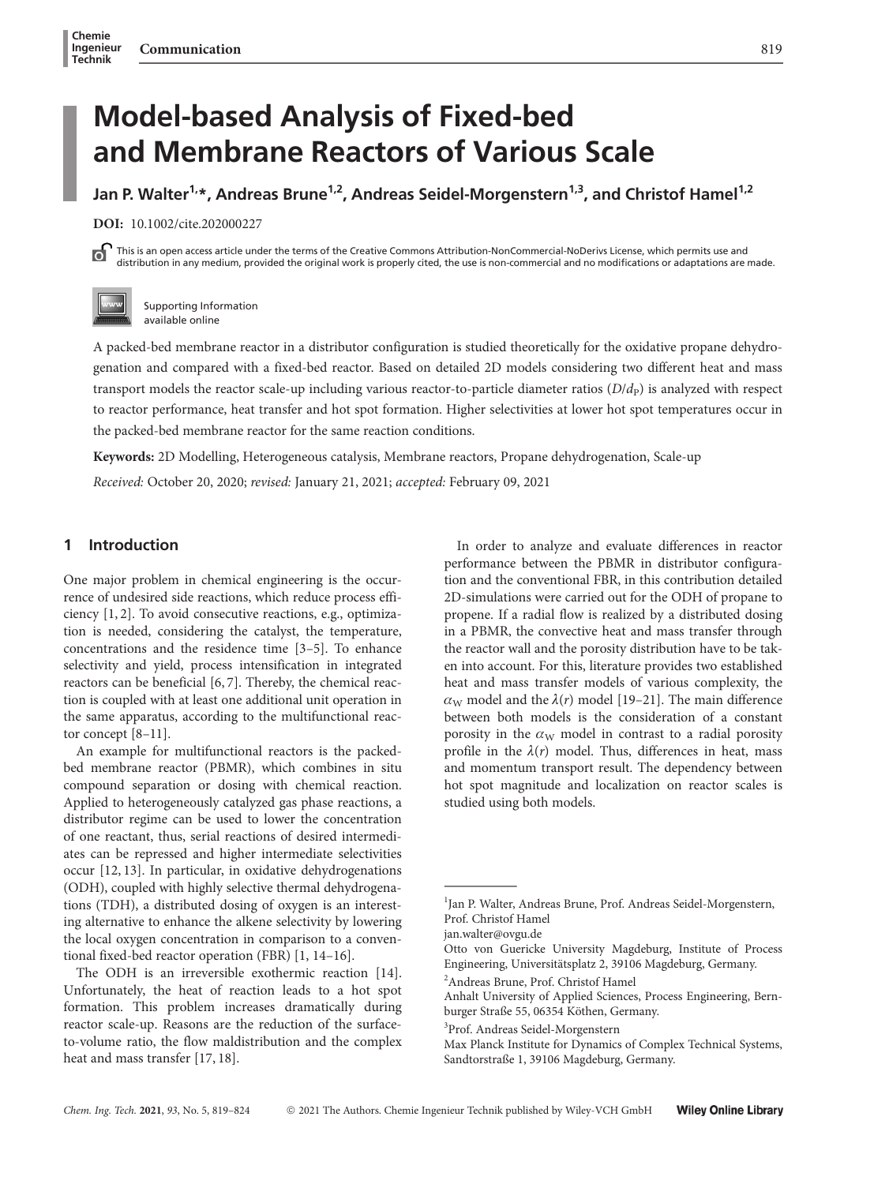# Model-based Analysis of Fixed-bed and Membrane Reactors of Various Scale

**Jan P. Walter[1,*], Andreas Brune[1,2], Andreas Seidel-Morgenstern[1,3], and Christof Hamel[1,2]**

**DOI:** 10.1002/cite.202000227

This is an open access article under the terms of the Creative Commons Attribution-NonCommercial-NoDerivs License, which permits use and distribution in any medium, provided the original work is properly cited, the use is non-commercial and no modifications or adaptations are made.

Supporting Information available online

A packed-bed membrane reactor in a distributor configuration is studied theoretically for the oxidative propane dehydrogenation and compared with a fixed-bed reactor. Based on detailed 2D models considering two different heat and mass transport models the reactor scale-up including various reactor-to-particle diameter ratios ($D/d_P$) is analyzed with respect to reactor performance, heat transfer and hot spot formation. Higher selectivities at lower hot spot temperatures occur in the packed-bed membrane reactor for the same reaction conditions.

**Keywords:** 2D Modelling, Heterogeneous catalysis, Membrane reactors, Propane dehydrogenation, Scale-up

*Received:* October 20, 2020; *revised:* January 21, 2021; *accepted:* February 09, 2021

## 1 Introduction

One major problem in chemical engineering is the occurrence of undesired side reactions, which reduce process efficiency [1, 2]. To avoid consecutive reactions, e.g., optimization is needed, considering the catalyst, the temperature, concentrations and the residence time [3–5]. To enhance selectivity and yield, process intensification in integrated reactors can be beneficial [6, 7]. Thereby, the chemical reaction is coupled with at least one additional unit operation in the same apparatus, according to the multifunctional reactor concept [8–11].

An example for multifunctional reactors is the packed-bed membrane reactor (PBMR), which combines in situ compound separation or dosing with chemical reaction. Applied to heterogeneously catalyzed gas phase reactions, a distributor regime can be used to lower the concentration of one reactant, thus, serial reactions of desired intermediates can be repressed and higher intermediate selectivities occur [12, 13]. In particular, in oxidative dehydrogenations (ODH), coupled with highly selective thermal dehydrogenations (TDH), a distributed dosing of oxygen is an interesting alternative to enhance the alkene selectivity by lowering the local oxygen concentration in comparison to a conventional fixed-bed reactor operation (FBR) [1, 14–16].

The ODH is an irreversible exothermic reaction [14]. Unfortunately, the heat of reaction leads to a hot spot formation. This problem increases dramatically during reactor scale-up. Reasons are the reduction of the surface-to-volume ratio, the flow maldistribution and the complex heat and mass transfer [17, 18].

In order to analyze and evaluate differences in reactor performance between the PBMR in distributor configuration and the conventional FBR, in this contribution detailed 2D-simulations were carried out for the ODH of propane to propene. If a radial flow is realized by a distributed dosing in a PBMR, the convective heat and mass transfer through the reactor wall and the porosity distribution have to be taken into account. For this, literature provides two established heat and mass transfer models of various complexity, the $\alpha_W$ model and the $\lambda(r)$ model [19–21]. The main difference between both models is the consideration of a constant porosity in the $\alpha_W$ model in contrast to a radial porosity profile in the $\lambda(r)$ model. Thus, differences in heat, mass and momentum transport result. The dependency between hot spot magnitude and localization on reactor scales is studied using both models.

---

[1] Jan P. Walter, Andreas Brune, Prof. Andreas Seidel-Morgenstern, Prof. Christof Hamel
jan.walter@ovgu.de
Otto von Guericke University Magdeburg, Institute of Process Engineering, Universitätsplatz 2, 39106 Magdeburg, Germany.

[2] Andreas Brune, Prof. Christof Hamel
Anhalt University of Applied Sciences, Process Engineering, Bernburger Straße 55, 06354 Köthen, Germany.

[3] Prof. Andreas Seidel-Morgenstern
Max Planck Institute for Dynamics of Complex Technical Systems, Sandtorstraße 1, 39106 Magdeburg, Germany.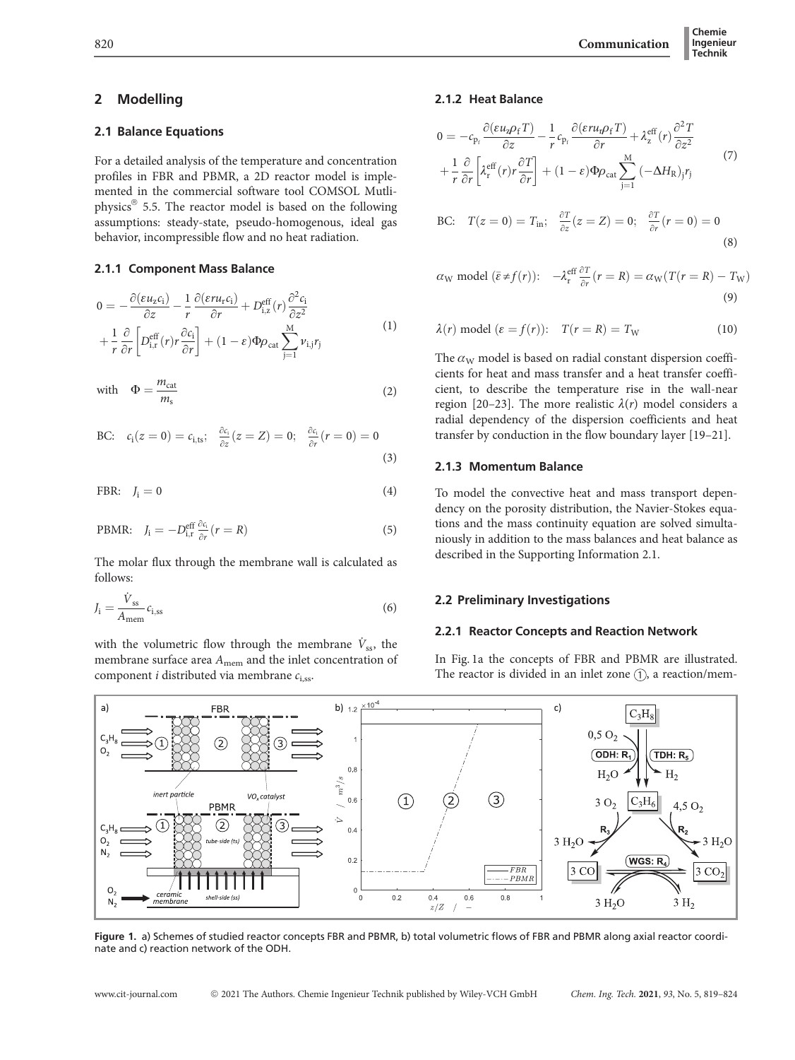## 2 Modelling

### 2.1 Balance Equations

For a detailed analysis of the temperature and concentration profiles in FBR and PBMR, a 2D reactor model is implemented in the commercial software tool COMSOL Mutliphysics® 5.5. The reactor model is based on the following assumptions: steady-state, pseudo-homogenous, ideal gas behavior, incompressible flow and no heat radiation.

#### 2.1.1 Component Mass Balance

$$0 = -\frac{\partial(\varepsilon u_z c_i)}{\partial z} - \frac{1}{r}\frac{\partial(\varepsilon r u_r c_i)}{\partial r} + D_{i,z}^{\text{eff}}(r)\frac{\partial^2 c_i}{\partial z^2} + \frac{1}{r}\frac{\partial}{\partial r}\left[D_{i,r}^{\text{eff}}(r) r \frac{\partial c_i}{\partial r}\right] + (1-\varepsilon)\Phi\rho_{\text{cat}}\sum_{j=1}^{M}\nu_{i,j}r_j \tag{1}$$

$$\text{with} \quad \Phi = \frac{m_{\text{cat}}}{m_s} \tag{2}$$

$$\text{BC:} \quad c_i(z=0) = c_{i,\text{ts}}; \quad \frac{\partial c_i}{\partial z}(z=Z) = 0; \quad \frac{\partial c_i}{\partial r}(r=0) = 0 \tag{3}$$

$$\text{FBR:} \quad J_i = 0 \tag{4}$$

$$\text{PBMR:} \quad J_i = -D_{i,r}^{\text{eff}}\frac{\partial c_i}{\partial r}(r=R) \tag{5}$$

The molar flux through the membrane wall is calculated as follows:

$$J_i = \frac{\dot{V}_{\text{ss}}}{A_{\text{mem}}}c_{i,\text{ss}} \tag{6}$$

with the volumetric flow through the membrane $\dot{V}_{\text{ss}}$, the membrane surface area $A_{\text{mem}}$ and the inlet concentration of component $i$ distributed via membrane $c_{i,\text{ss}}$.

#### 2.1.2 Heat Balance

$$0 = -c_{p_f}\frac{\partial(\varepsilon u_z \rho_f T)}{\partial z} - \frac{1}{r}c_{p_f}\frac{\partial(\varepsilon r u_r \rho_f T)}{\partial r} + \lambda_z^{\text{eff}}(r)\frac{\partial^2 T}{\partial z^2} + \frac{1}{r}\frac{\partial}{\partial r}\left[\lambda_r^{\text{eff}}(r) r \frac{\partial T}{\partial r}\right] + (1-\varepsilon)\Phi\rho_{\text{cat}}\sum_{j=1}^{M}(-\Delta H_R)_j r_j \tag{7}$$

$$\text{BC:} \quad T(z=0) = T_{\text{in}}; \quad \frac{\partial T}{\partial z}(z=Z) = 0; \quad \frac{\partial T}{\partial r}(r=0) = 0 \tag{8}$$

$$\alpha_W \text{ model } (\bar{\varepsilon} \neq f(r)): \quad -\lambda_r^{\text{eff}}\frac{\partial T}{\partial r}(r=R) = \alpha_W(T(r=R) - T_W) \tag{9}$$

$$\lambda(r) \text{ model } (\varepsilon = f(r)): \quad T(r=R) = T_W \tag{10}$$

The $\alpha_W$ model is based on radial constant dispersion coefficients for heat and mass transfer and a heat transfer coefficient, to describe the temperature rise in the wall-near region [20–23]. The more realistic $\lambda(r)$ model considers a radial dependency of the dispersion coefficients and heat transfer by conduction in the flow boundary layer [19–21].

#### 2.1.3 Momentum Balance

To model the convective heat and mass transport dependency on the porosity distribution, the Navier-Stokes equations and the mass continuity equation are solved simultaneously in addition to the mass balances and heat balance as described in the Supporting Information 2.1.

### 2.2 Preliminary Investigations

#### 2.2.1 Reactor Concepts and Reaction Network

In Fig. 1a the concepts of FBR and PBMR are illustrated. The reactor is divided in an inlet zone ①, a reaction/mem-

**Figure 1.** a) Schemes of studied reactor concepts FBR and PBMR, b) total volumetric flows of FBR and PBMR along axial reactor coordinate and c) reaction network of the ODH.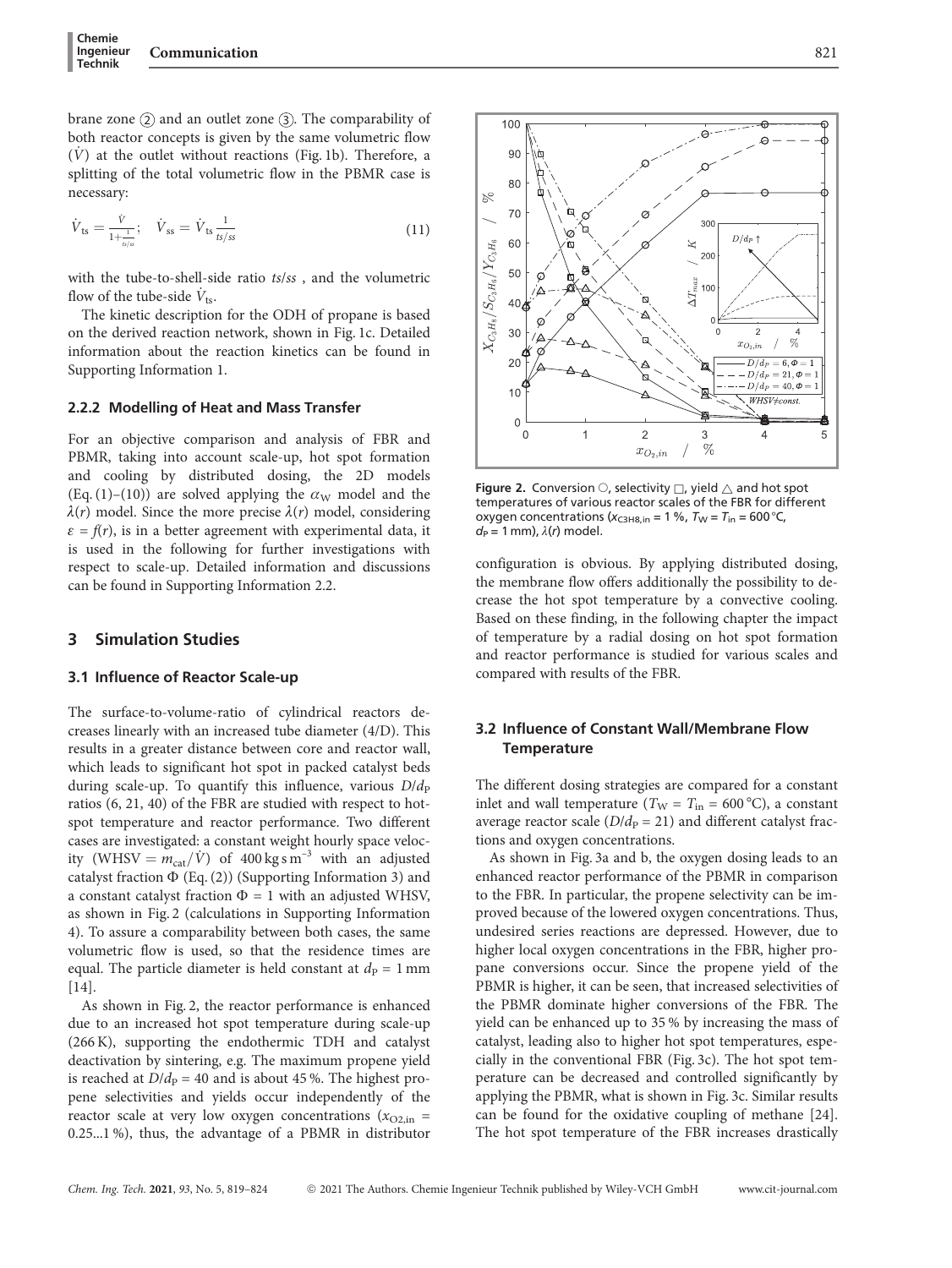brane zone (2) and an outlet zone (3). The comparability of both reactor concepts is given by the same volumetric flow ($\dot{V}$) at the outlet without reactions (Fig. 1b). Therefore, a splitting of the total volumetric flow in the PBMR case is necessary:

$$\dot{V}_{\rm ts} = \frac{\dot{V}}{1+\frac{1}{ts/ss}}; \quad \dot{V}_{\rm ss} = \dot{V}_{\rm ts}\frac{1}{ts/ss} \tag{11}$$

with the tube-to-shell-side ratio $ts/ss$ , and the volumetric flow of the tube-side $\dot{V}_{\rm ts}$.

The kinetic description for the ODH of propane is based on the derived reaction network, shown in Fig. 1c. Detailed information about the reaction kinetics can be found in Supporting Information 1.

### 2.2.2 Modelling of Heat and Mass Transfer

For an objective comparison and analysis of FBR and PBMR, taking into account scale-up, hot spot formation and cooling by distributed dosing, the 2D models (Eq. (1)–(10)) are solved applying the $\alpha_{\rm W}$ model and the $\lambda(r)$ model. Since the more precise $\lambda(r)$ model, considering $\varepsilon = f(r)$, is in a better agreement with experimental data, it is used in the following for further investigations with respect to scale-up. Detailed information and discussions can be found in Supporting Information 2.2.

## 3 Simulation Studies

### 3.1 Influence of Reactor Scale-up

The surface-to-volume-ratio of cylindrical reactors decreases linearly with an increased tube diameter (4/D). This results in a greater distance between core and reactor wall, which leads to significant hot spot in packed catalyst beds during scale-up. To quantify this influence, various $D/d_{\rm P}$ ratios (6, 21, 40) of the FBR are studied with respect to hot-spot temperature and reactor performance. Two different cases are investigated: a constant weight hourly space velocity ($\text{WHSV} = m_{\rm cat}/\dot{V}$) of $400\,\text{kg}\,\text{s}\,\text{m}^{-3}$ with an adjusted catalyst fraction $\Phi$ (Eq. (2)) (Supporting Information 3) and a constant catalyst fraction $\Phi = 1$ with an adjusted WHSV, as shown in Fig. 2 (calculations in Supporting Information 4). To assure a comparability between both cases, the same volumetric flow is used, so that the residence times are equal. The particle diameter is held constant at $d_{\rm P} = 1$ mm [14].

As shown in Fig. 2, the reactor performance is enhanced due to an increased hot spot temperature during scale-up (266 K), supporting the endothermic TDH and catalyst deactivation by sintering, e.g. The maximum propene yield is reached at $D/d_{\rm P} = 40$ and is about 45 %. The highest propene selectivities and yields occur independently of the reactor scale at very low oxygen concentrations ($x_{\rm O2,in}$ = 0.25...1 %), thus, the advantage of a PBMR in distributor configuration is obvious. By applying distributed dosing, the membrane flow offers additionally the possibility to decrease the hot spot temperature by a convective cooling. Based on these finding, in the following chapter the impact of temperature by a radial dosing on hot spot formation and reactor performance is studied for various scales and compared with results of the FBR.

**Figure 2.** Conversion ○, selectivity □, yield △ and hot spot temperatures of various reactor scales of the FBR for different oxygen concentrations ($x_{\rm C3H8,in}$ = 1 %, $T_{\rm W} = T_{\rm in}$ = 600 °C, $d_{\rm P}$ = 1 mm), $\lambda(r)$ model.

### 3.2 Influence of Constant Wall/Membrane Flow Temperature

The different dosing strategies are compared for a constant inlet and wall temperature ($T_{\rm W} = T_{\rm in}$ = 600 °C), a constant average reactor scale ($D/d_{\rm P}$ = 21) and different catalyst fractions and oxygen concentrations.

As shown in Fig. 3a and b, the oxygen dosing leads to an enhanced reactor performance of the PBMR in comparison to the FBR. In particular, the propene selectivity can be improved because of the lowered oxygen concentrations. Thus, undesired series reactions are depressed. However, due to higher local oxygen concentrations in the FBR, higher propane conversions occur. Since the propene yield of the PBMR is higher, it can be seen, that increased selectivities of the PBMR dominate higher conversions of the FBR. The yield can be enhanced up to 35 % by increasing the mass of catalyst, leading also to higher hot spot temperatures, especially in the conventional FBR (Fig. 3c). The hot spot temperature can be decreased and controlled significantly by applying the PBMR, what is shown in Fig. 3c. Similar results can be found for the oxidative coupling of methane [24]. The hot spot temperature of the FBR increases drastically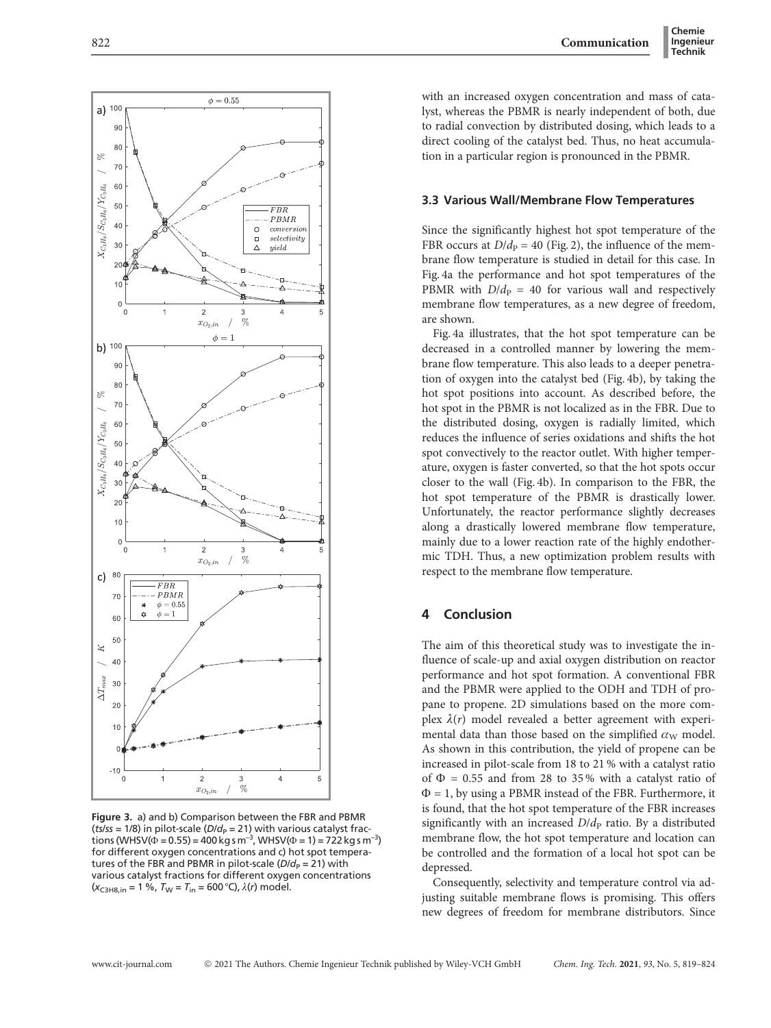Figure 3. a) and b) Comparison between the FBR and PBMR ($ts/ss$ = 1/8) in pilot-scale ($D/d_P$ = 21) with various catalyst fractions (WHSV($\Phi$ = 0.55) = 400 kg s m$^{-3}$, WHSV($\Phi$ = 1) = 722 kg s m$^{-3}$) for different oxygen concentrations and c) hot spot temperatures of the FBR and PBMR in pilot-scale ($D/d_P$ = 21) with various catalyst fractions for different oxygen concentrations ($x_{C3H8,in}$ = 1 %, $T_W = T_{in}$ = 600 °C), $\lambda(r)$ model.

with an increased oxygen concentration and mass of catalyst, whereas the PBMR is nearly independent of both, due to radial convection by distributed dosing, which leads to a direct cooling of the catalyst bed. Thus, no heat accumulation in a particular region is pronounced in the PBMR.

### 3.3 Various Wall/Membrane Flow Temperatures

Since the significantly highest hot spot temperature of the FBR occurs at $D/d_P$ = 40 (Fig. 2), the influence of the membrane flow temperature is studied in detail for this case. In Fig. 4a the performance and hot spot temperatures of the PBMR with $D/d_P$ = 40 for various wall and respectively membrane flow temperatures, as a new degree of freedom, are shown.

Fig. 4a illustrates, that the hot spot temperature can be decreased in a controlled manner by lowering the membrane flow temperature. This also leads to a deeper penetration of oxygen into the catalyst bed (Fig. 4b), by taking the hot spot positions into account. As described before, the hot spot in the PBMR is not localized as in the FBR. Due to the distributed dosing, oxygen is radially limited, which reduces the influence of series oxidations and shifts the hot spot convectively to the reactor outlet. With higher temperature, oxygen is faster converted, so that the hot spots occur closer to the wall (Fig. 4b). In comparison to the FBR, the hot spot temperature of the PBMR is drastically lower. Unfortunately, the reactor performance slightly decreases along a drastically lowered membrane flow temperature, mainly due to a lower reaction rate of the highly endothermic TDH. Thus, a new optimization problem results with respect to the membrane flow temperature.

## 4 Conclusion

The aim of this theoretical study was to investigate the influence of scale-up and axial oxygen distribution on reactor performance and hot spot formation. A conventional FBR and the PBMR were applied to the ODH and TDH of propane to propene. 2D simulations based on the more complex $\lambda(r)$ model revealed a better agreement with experimental data than those based on the simplified $\alpha_W$ model. As shown in this contribution, the yield of propene can be increased in pilot-scale from 18 to 21 % with a catalyst ratio of $\Phi$ = 0.55 and from 28 to 35 % with a catalyst ratio of $\Phi$ = 1, by using a PBMR instead of the FBR. Furthermore, it is found, that the hot spot temperature of the FBR increases significantly with an increased $D/d_P$ ratio. By a distributed membrane flow, the hot spot temperature and location can be controlled and the formation of a local hot spot can be depressed.

Consequently, selectivity and temperature control via adjusting suitable membrane flows is promising. This offers new degrees of freedom for membrane distributors. Since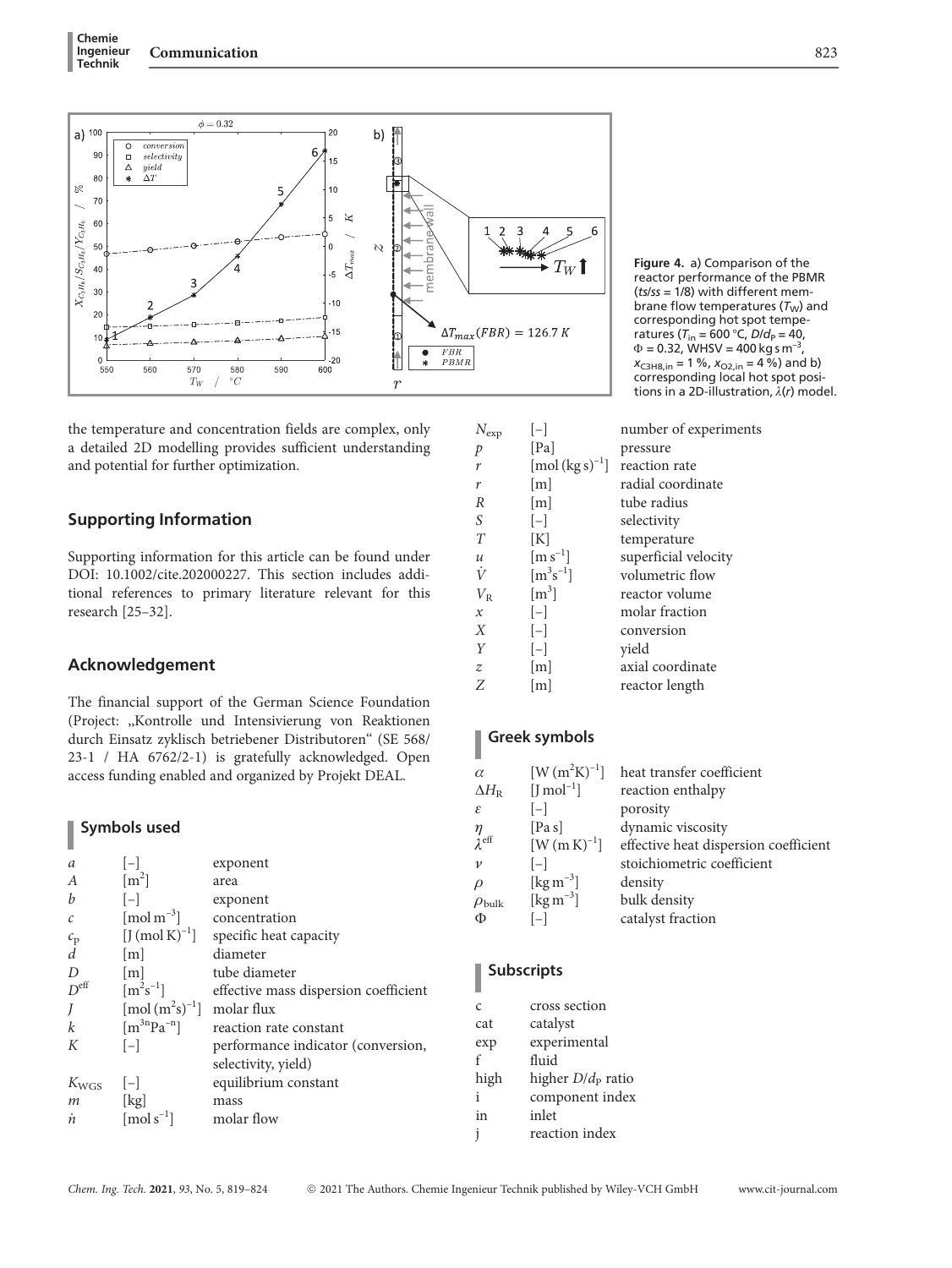**Figure 4.** a) Comparison of the reactor performance of the PBMR (*ts/ss* = 1/8) with different membrane flow temperatures ($T_W$) and corresponding hot spot temperatures ($T_{in}$ = 600 °C, $D/d_P$ = 40, $\Phi$ = 0.32, WHSV = 400 kg s m$^{-3}$, $x_{C3H8,in}$ = 1 %, $x_{O2,in}$ = 4 %) and b) corresponding local hot spot positions in a 2D-illustration, $\lambda(r)$ model.

the temperature and concentration fields are complex, only a detailed 2D modelling provides sufficient understanding and potential for further optimization.

## Supporting Information

Supporting information for this article can be found under DOI: 10.1002/cite.202000227. This section includes additional references to primary literature relevant for this research [25–32].

## Acknowledgement

The financial support of the German Science Foundation (Project: „Kontrolle und Intensivierung von Reaktionen durch Einsatz zyklisch betriebener Distributoren" (SE 568/23-1 / HA 6762/2-1) is gratefully acknowledged. Open access funding enabled and organized by Projekt DEAL.

## Symbols used

| | | |
|---|---|---|
| $a$ | [–] | exponent |
| $A$ | [m$^2$] | area |
| $b$ | [–] | exponent |
| $c$ | [mol m$^{-3}$] | concentration |
| $c_P$ | [J (mol K)$^{-1}$] | specific heat capacity |
| $d$ | [m] | diameter |
| $D$ | [m] | tube diameter |
| $D^{eff}$ | [m$^2$s$^{-1}$] | effective mass dispersion coefficient |
| $J$ | [mol (m$^2$s)$^{-1}$] | molar flux |
| $k$ | [m$^{3n}$Pa$^{-n}$] | reaction rate constant |
| $K$ | [–] | performance indicator (conversion, selectivity, yield) |
| $K_{WGS}$ | [–] | equilibrium constant |
| $m$ | [kg] | mass |
| $\dot{n}$ | [mol s$^{-1}$] | molar flow |
| $N_{exp}$ | [–] | number of experiments |
| $p$ | [Pa] | pressure |
| $r$ | [mol (kg s)$^{-1}$] | reaction rate |
| $r$ | [m] | radial coordinate |
| $R$ | [m] | tube radius |
| $S$ | [–] | selectivity |
| $T$ | [K] | temperature |
| $u$ | [m s$^{-1}$] | superficial velocity |
| $\dot{V}$ | [m$^3$s$^{-1}$] | volumetric flow |
| $V_R$ | [m$^3$] | reactor volume |
| $x$ | [–] | molar fraction |
| $X$ | [–] | conversion |
| $Y$ | [–] | yield |
| $z$ | [m] | axial coordinate |
| $Z$ | [m] | reactor length |

## Greek symbols

| | | |
|---|---|---|
| $\alpha$ | [W (m$^2$K)$^{-1}$] | heat transfer coefficient |
| $\Delta H_R$ | [J mol$^{-1}$] | reaction enthalpy |
| $\varepsilon$ | [–] | porosity |
| $\eta$ | [Pa s] | dynamic viscosity |
| $\lambda^{eff}$ | [W (m K)$^{-1}$] | effective heat dispersion coefficient |
| $\nu$ | [–] | stoichiometric coefficient |
| $\rho$ | [kg m$^{-3}$] | density |
| $\rho_{bulk}$ | [kg m$^{-3}$] | bulk density |
| $\Phi$ | [–] | catalyst fraction |

## Subscripts

| | |
|---|---|
| c | cross section |
| cat | catalyst |
| exp | experimental |
| f | fluid |
| high | higher $D/d_P$ ratio |
| i | component index |
| in | inlet |
| j | reaction index |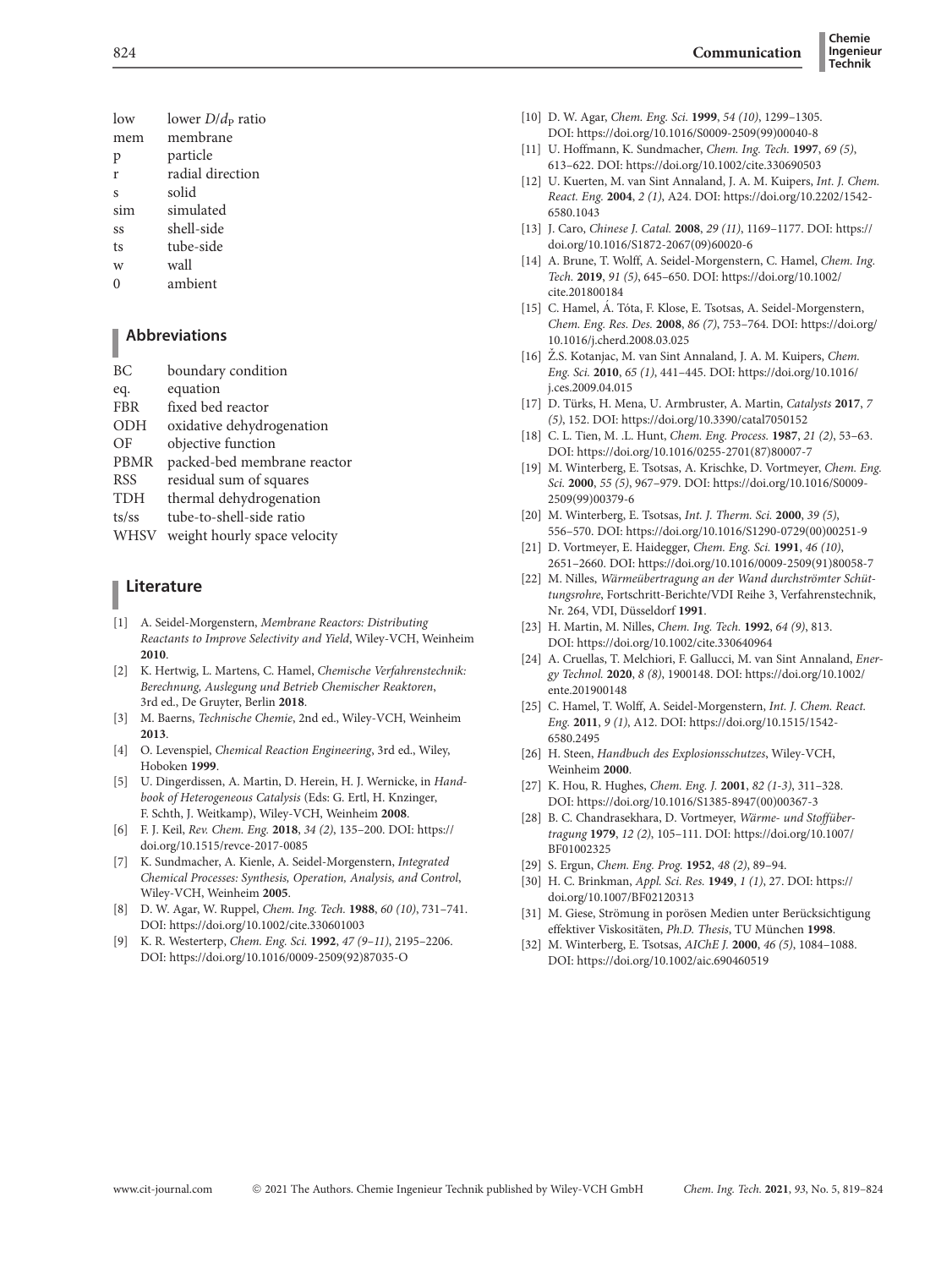| | |
|---|---|
| low | lower $D/d_P$ ratio |
| mem | membrane |
| p | particle |
| r | radial direction |
| s | solid |
| sim | simulated |
| ss | shell-side |
| ts | tube-side |
| w | wall |
| 0 | ambient |

## Abbreviations

| | |
|---|---|
| BC | boundary condition |
| eq. | equation |
| FBR | fixed bed reactor |
| ODH | oxidative dehydrogenation |
| OF | objective function |
| PBMR | packed-bed membrane reactor |
| RSS | residual sum of squares |
| TDH | thermal dehydrogenation |
| ts/ss | tube-to-shell-side ratio |
| WHSV | weight hourly space velocity |

## Literature

[1] A. Seidel-Morgenstern, *Membrane Reactors: Distributing Reactants to Improve Selectivity and Yield*, Wiley-VCH, Weinheim **2010**.

[2] K. Hertwig, L. Martens, C. Hamel, *Chemische Verfahrenstechnik: Berechnung, Auslegung und Betrieb Chemischer Reaktoren*, 3rd ed., De Gruyter, Berlin **2018**.

[3] M. Baerns, *Technische Chemie*, 2nd ed., Wiley-VCH, Weinheim **2013**.

[4] O. Levenspiel, *Chemical Reaction Engineering*, 3rd ed., Wiley, Hoboken **1999**.

[5] U. Dingerdissen, A. Martin, D. Herein, H. J. Wernicke, in *Handbook of Heterogeneous Catalysis* (Eds: G. Ertl, H. Knzinger, F. Schth, J. Weitkamp), Wiley-VCH, Weinheim **2008**.

[6] F. J. Keil, *Rev. Chem. Eng.* **2018**, *34 (2)*, 135–200. DOI: https://doi.org/10.1515/revce-2017-0085

[7] K. Sundmacher, A. Kienle, A. Seidel-Morgenstern, *Integrated Chemical Processes: Synthesis, Operation, Analysis, and Control*, Wiley-VCH, Weinheim **2005**.

[8] D. W. Agar, W. Ruppel, *Chem. Ing. Tech.* **1988**, *60 (10)*, 731–741. DOI: https://doi.org/10.1002/cite.330601003

[9] K. R. Westerterp, *Chem. Eng. Sci.* **1992**, *47 (9–11)*, 2195–2206. DOI: https://doi.org/10.1016/0009-2509(92)87035-O

[10] D. W. Agar, *Chem. Eng. Sci.* **1999**, *54 (10)*, 1299–1305. DOI: https://doi.org/10.1016/S0009-2509(99)00040-8

[11] U. Hoffmann, K. Sundmacher, *Chem. Ing. Tech.* **1997**, *69 (5)*, 613–622. DOI: https://doi.org/10.1002/cite.330690503

[12] U. Kuerten, M. van Sint Annaland, J. A. M. Kuipers, *Int. J. Chem. React. Eng.* **2004**, *2 (1)*, A24. DOI: https://doi.org/10.2202/1542-6580.1043

[13] J. Caro, *Chinese J. Catal.* **2008**, *29 (11)*, 1169–1177. DOI: https://doi.org/10.1016/S1872-2067(09)60020-6

[14] A. Brune, T. Wolff, A. Seidel-Morgenstern, C. Hamel, *Chem. Ing. Tech.* **2019**, *91 (5)*, 645–650. DOI: https://doi.org/10.1002/cite.201800184

[15] C. Hamel, Á. Tóta, F. Klose, E. Tsotsas, A. Seidel-Morgenstern, *Chem. Eng. Res. Des.* **2008**, *86 (7)*, 753–764. DOI: https://doi.org/10.1016/j.cherd.2008.03.025

[16] Ž.S. Kotanjac, M. van Sint Annaland, J. A. M. Kuipers, *Chem. Eng. Sci.* **2010**, *65 (1)*, 441–445. DOI: https://doi.org/10.1016/j.ces.2009.04.015

[17] D. Türks, H. Mena, U. Armbruster, A. Martin, *Catalysts* **2017**, *7 (5)*, 152. DOI: https://doi.org/10.3390/catal7050152

[18] C. L. Tien, M. .L. Hunt, *Chem. Eng. Process.* **1987**, *21 (2)*, 53–63. DOI: https://doi.org/10.1016/0255-2701(87)80007-7

[19] M. Winterberg, E. Tsotsas, A. Krischke, D. Vortmeyer, *Chem. Eng. Sci.* **2000**, *55 (5)*, 967–979. DOI: https://doi.org/10.1016/S0009-2509(99)00379-6

[20] M. Winterberg, E. Tsotsas, *Int. J. Therm. Sci.* **2000**, *39 (5)*, 556–570. DOI: https://doi.org/10.1016/S1290-0729(00)00251-9

[21] D. Vortmeyer, E. Haidegger, *Chem. Eng. Sci.* **1991**, *46 (10)*, 2651–2660. DOI: https://doi.org/10.1016/0009-2509(91)80058-7

[22] M. Nilles, *Wärmeübertragung an der Wand durchströmter Schüttungsrohre*, Fortschritt-Berichte/VDI Reihe 3, Verfahrenstechnik, Nr. 264, VDI, Düsseldorf **1991**.

[23] H. Martin, M. Nilles, *Chem. Ing. Tech.* **1992**, *64 (9)*, 813. DOI: https://doi.org/10.1002/cite.330640964

[24] A. Cruellas, T. Melchiori, F. Gallucci, M. van Sint Annaland, *Energy Technol.* **2020**, *8 (8)*, 1900148. DOI: https://doi.org/10.1002/ente.201900148

[25] C. Hamel, T. Wolff, A. Seidel-Morgenstern, *Int. J. Chem. React. Eng.* **2011**, *9 (1)*, A12. DOI: https://doi.org/10.1515/1542-6580.2495

[26] H. Steen, *Handbuch des Explosionsschutzes*, Wiley-VCH, Weinheim **2000**.

[27] K. Hou, R. Hughes, *Chem. Eng. J.* **2001**, *82 (1-3)*, 311–328. DOI: https://doi.org/10.1016/S1385-8947(00)00367-3

[28] B. C. Chandrasekhara, D. Vortmeyer, *Wärme- und Stoffübertragung* **1979**, *12 (2)*, 105–111. DOI: https://doi.org/10.1007/BF01002325

[29] S. Ergun, *Chem. Eng. Prog.* **1952**, *48 (2)*, 89–94.

[30] H. C. Brinkman, *Appl. Sci. Res.* **1949**, *1 (1)*, 27. DOI: https://doi.org/10.1007/BF02120313

[31] M. Giese, Strömung in porösen Medien unter Berücksichtigung effektiver Viskositäten, *Ph.D. Thesis*, TU München **1998**.

[32] M. Winterberg, E. Tsotsas, *AIChE J.* **2000**, *46 (5)*, 1084–1088. DOI: https://doi.org/10.1002/aic.690460519